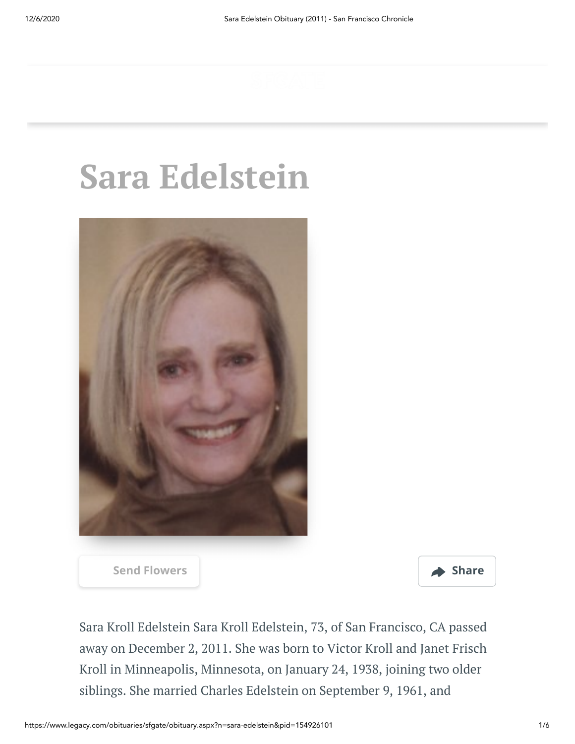# Sara Edelstein

Send Flowers

Share

Sara Kroll Edelstein Sara Kroll Edelstein, 73, of San Francisco, CA passed away on December 2, 2011. She was born to Victor Kroll and Janet Frisch Kroll in Minneapolis, Minnesota, on January 24, 1938, joining two older siblings. She married Charles Edelstein on September 9, 1961, and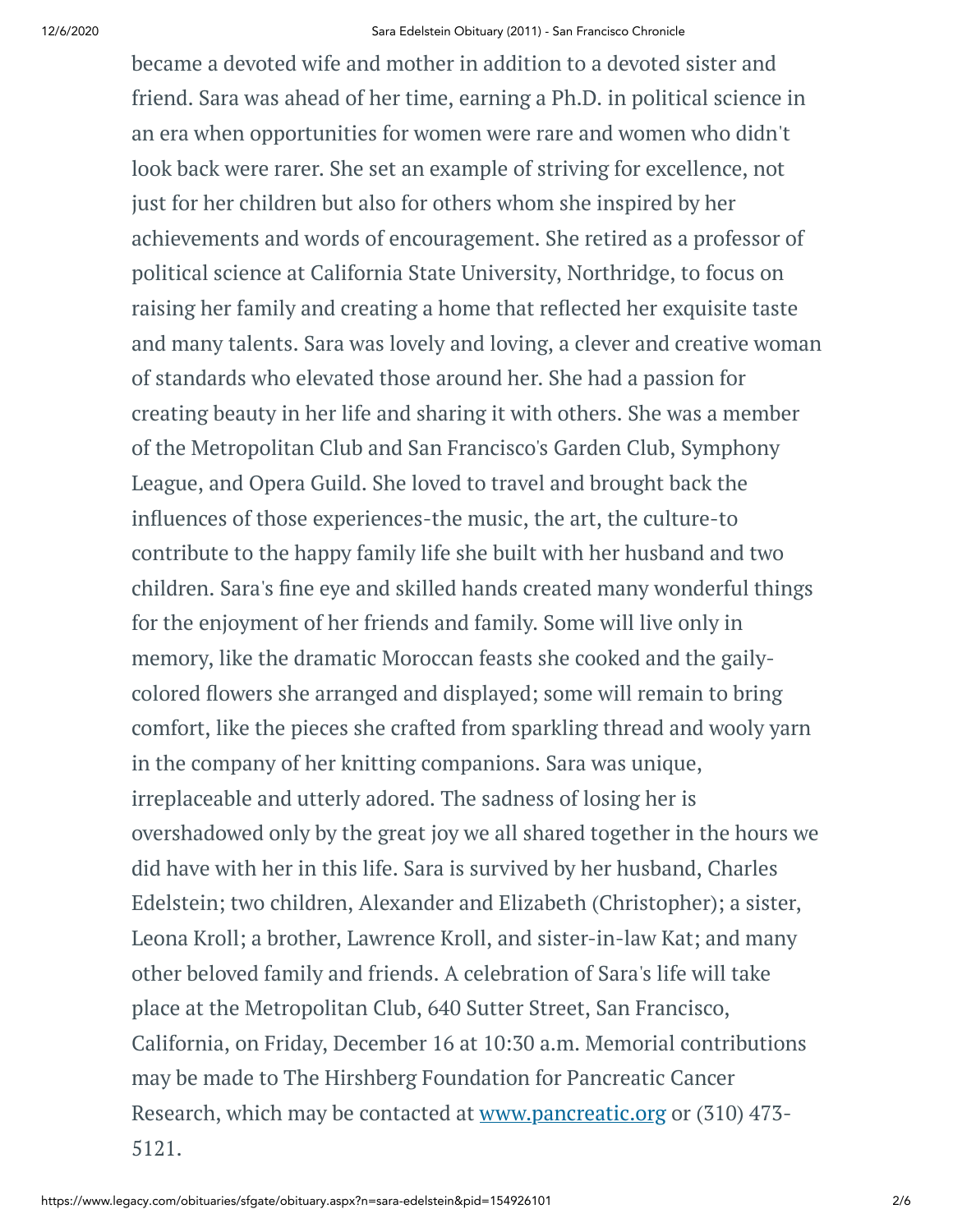became a devoted wife and mother in addition to a devoted sister and friend. Sara was ahead of her time, earning a Ph.D. in political science in an era when opportunities for women were rare and women who didn't look back were rarer. She set an example of striving for excellence, not just for her children but also for others whom she inspired by her achievements and words of encouragement. She retired as a professor of political science at California State University, Northridge, to focus on raising her family and creating a home that reflected her exquisite taste and many talents. Sara was lovely and loving, a clever and creative woman of standards who elevated those around her. She had a passion for creating beauty in her life and sharing it with others. She was a member of the Metropolitan Club and San Francisco's Garden Club, Symphony League, and Opera Guild. She loved to travel and brought back the influences of those experiences-the music, the art, the culture-to contribute to the happy family life she built with her husband and two children. Sara's fine eye and skilled hands created many wonderful things for the enjoyment of her friends and family. Some will live only in memory, like the dramatic Moroccan feasts she cooked and the gaily-colored flowers she arranged and displayed; some will remain to bring comfort, like the pieces she crafted from sparkling thread and wooly yarn in the company of her knitting companions. Sara was unique, irreplaceable and utterly adored. The sadness of losing her is overshadowed only by the great joy we all shared together in the hours we did have with her in this life. Sara is survived by her husband, Charles Edelstein; two children, Alexander and Elizabeth (Christopher); a sister, Leona Kroll; a brother, Lawrence Kroll, and sister-in-law Kat; and many other beloved family and friends. A celebration of Sara's life will take place at the Metropolitan Club, 640 Sutter Street, San Francisco, California, on Friday, December 16 at 10:30 a.m. Memorial contributions may be made to The Hirshberg Foundation for Pancreatic Cancer Research, which may be contacted at [www.pancreatic.org](http://www.pancreatic.org) or (310) 473-5121.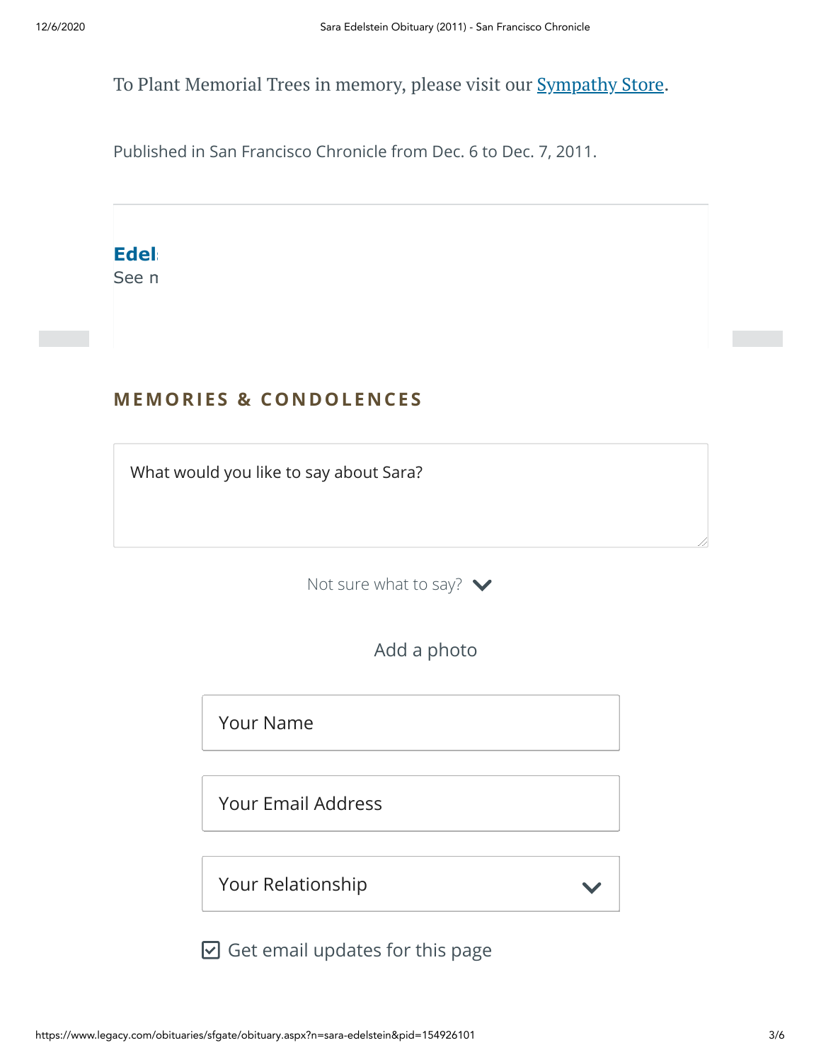To Plant Memorial Trees in memory, please visit our [Sympathy Store](#).

Published in San Francisco Chronicle from Dec. 6 to Dec. 7, 2011.

**Edel**
See n

## MEMORIES & CONDOLENCES

What would you like to say about Sara?

Not sure what to say?

Add a photo

Your Name

Your Email Address

Your Relationship

☑ Get email updates for this page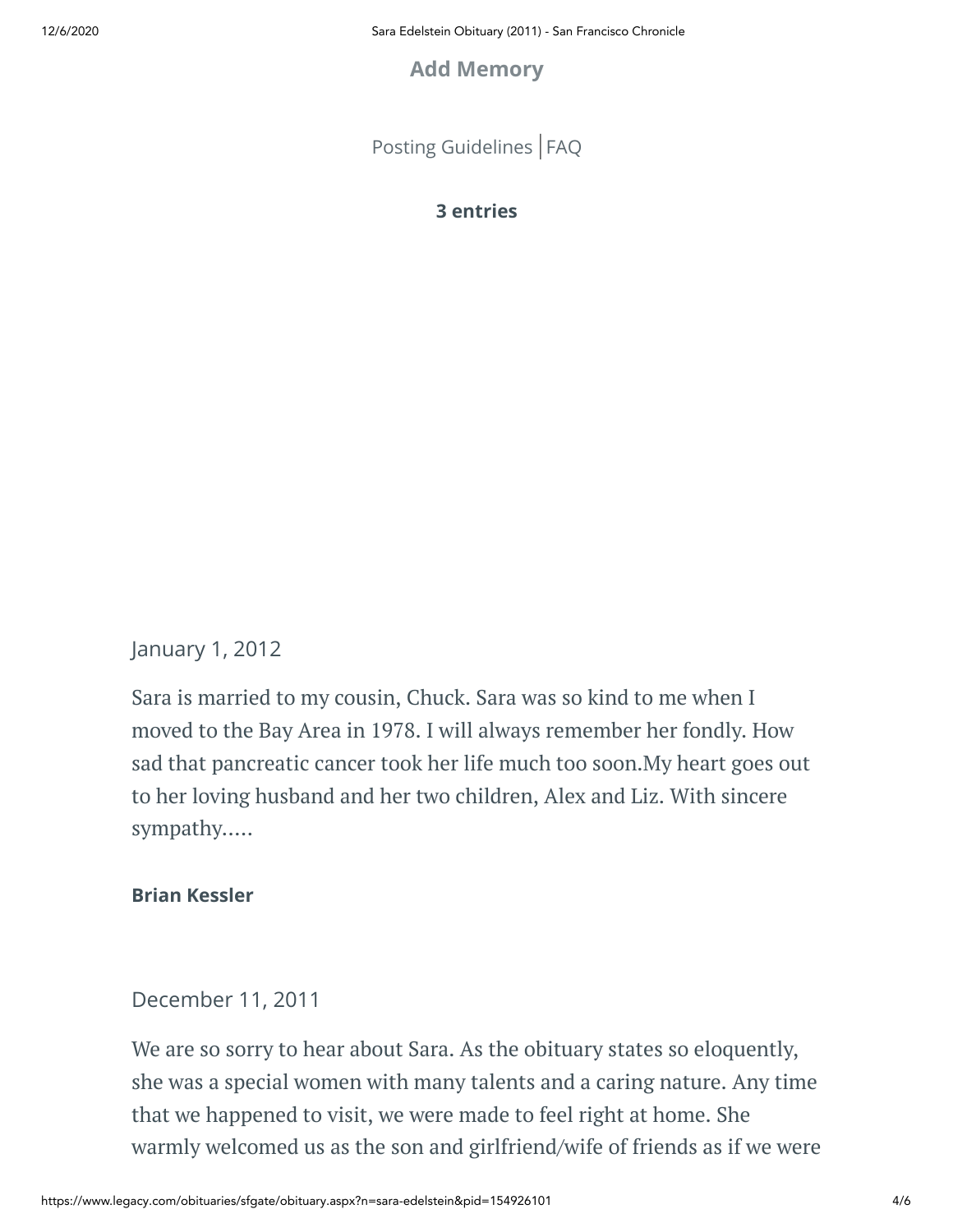**Add Memory**

Posting Guidelines | FAQ

**3 entries**

January 1, 2012

Sara is married to my cousin, Chuck. Sara was so kind to me when I moved to the Bay Area in 1978. I will always remember her fondly. How sad that pancreatic cancer took her life much too soon.My heart goes out to her loving husband and her two children, Alex and Liz. With sincere sympathy.....

**Brian Kessler**

December 11, 2011

We are so sorry to hear about Sara. As the obituary states so eloquently, she was a special women with many talents and a caring nature. Any time that we happened to visit, we were made to feel right at home. She warmly welcomed us as the son and girlfriend/wife of friends as if we were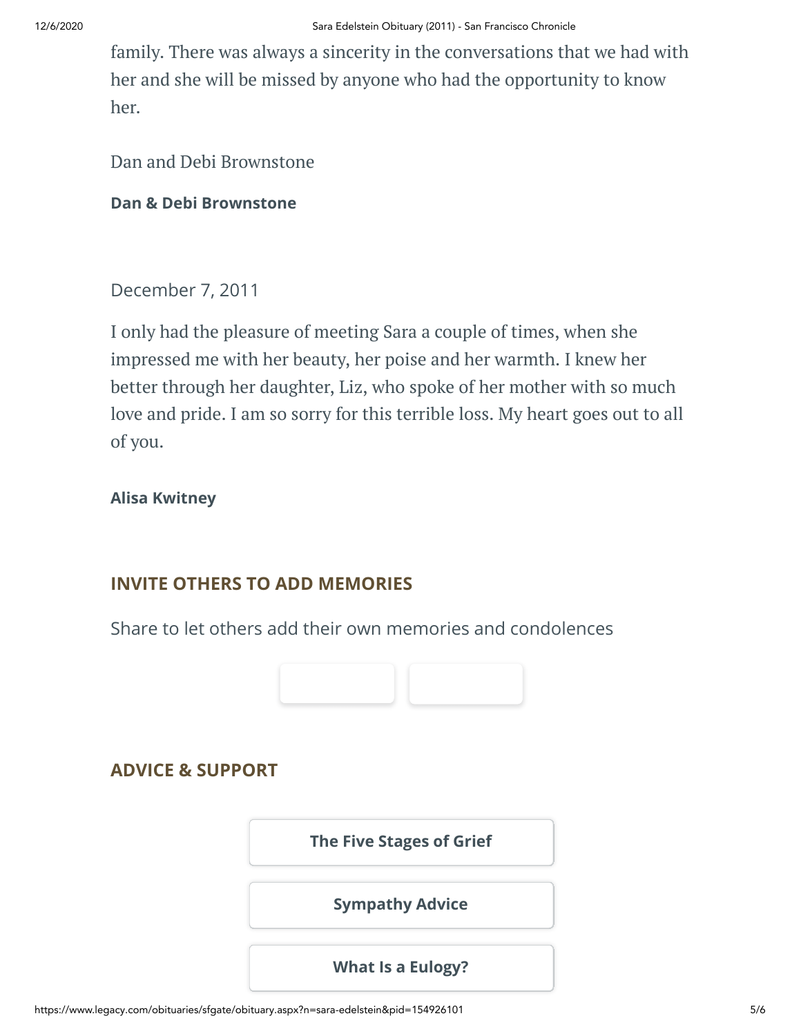family. There was always a sincerity in the conversations that we had with her and she will be missed by anyone who had the opportunity to know her.

Dan and Debi Brownstone

**Dan & Debi Brownstone**

December 7, 2011

I only had the pleasure of meeting Sara a couple of times, when she impressed me with her beauty, her poise and her warmth. I knew her better through her daughter, Liz, who spoke of her mother with so much love and pride. I am so sorry for this terrible loss. My heart goes out to all of you.

**Alisa Kwitney**

## INVITE OTHERS TO ADD MEMORIES

Share to let others add their own memories and condolences

## ADVICE & SUPPORT

**The Five Stages of Grief**

**Sympathy Advice**

**What Is a Eulogy?**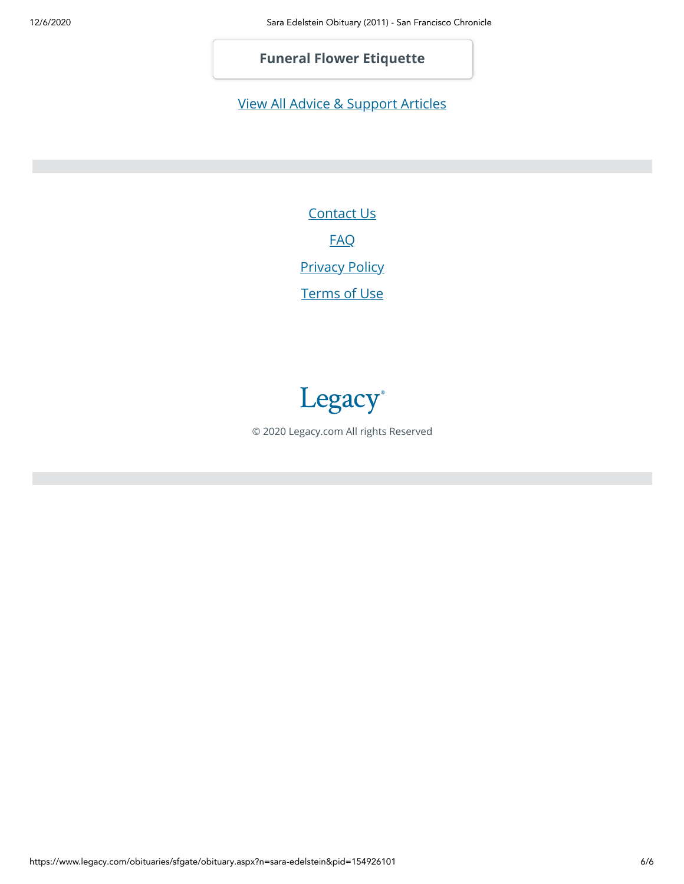**Funeral Flower Etiquette**

View All Advice & Support Articles

Contact Us

FAQ

Privacy Policy

Terms of Use

Legacy®

© 2020 Legacy.com All rights Reserved